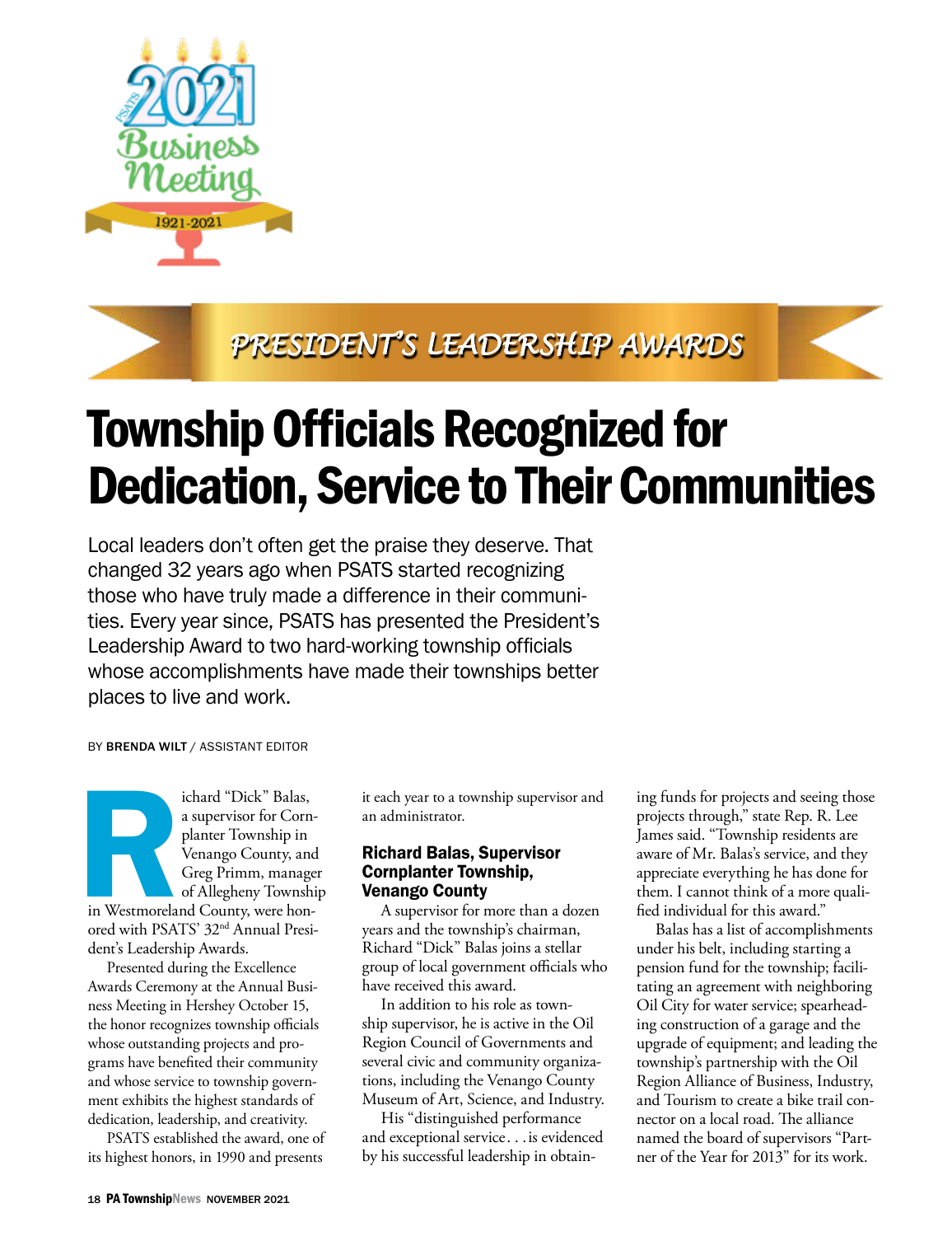PRESIDENT'S LEADERSHIP AWARDS

# Township Officials Recognized for Dedication, Service to Their Communities

Local leaders don't often get the praise they deserve. That changed 32 years ago when PSATS started recognizing those who have truly made a difference in their communities. Every year since, PSATS has presented the President's Leadership Award to two hard-working township officials whose accomplishments have made their townships better places to live and work.

BY **BRENDA WILT** / ASSISTANT EDITOR

Richard "Dick" Balas, a supervisor for Cornplanter Township in Venango County, and Greg Primm, manager of Allegheny Township in Westmoreland County, were honored with PSATS' 32nd Annual President's Leadership Awards.

Presented during the Excellence Awards Ceremony at the Annual Business Meeting in Hershey October 15, the honor recognizes township officials whose outstanding projects and programs have benefited their community and whose service to township government exhibits the highest standards of dedication, leadership, and creativity.

PSATS established the award, one of its highest honors, in 1990 and presents it each year to a township supervisor and an administrator.

### Richard Balas, Supervisor Cornplanter Township, Venango County

A supervisor for more than a dozen years and the township's chairman, Richard "Dick" Balas joins a stellar group of local government officials who have received this award.

In addition to his role as township supervisor, he is active in the Oil Region Council of Governments and several civic and community organizations, including the Venango County Museum of Art, Science, and Industry.

His "distinguished performance and exceptional service. . . is evidenced by his successful leadership in obtaining funds for projects and seeing those projects through," state Rep. R. Lee James said. "Township residents are aware of Mr. Balas's service, and they appreciate everything he has done for them. I cannot think of a more qualified individual for this award."

Balas has a list of accomplishments under his belt, including starting a pension fund for the township; facilitating an agreement with neighboring Oil City for water service; spearheading construction of a garage and the upgrade of equipment; and leading the township's partnership with the Oil Region Alliance of Business, Industry, and Tourism to create a bike trail connector on a local road. The alliance named the board of supervisors "Partner of the Year for 2013" for its work.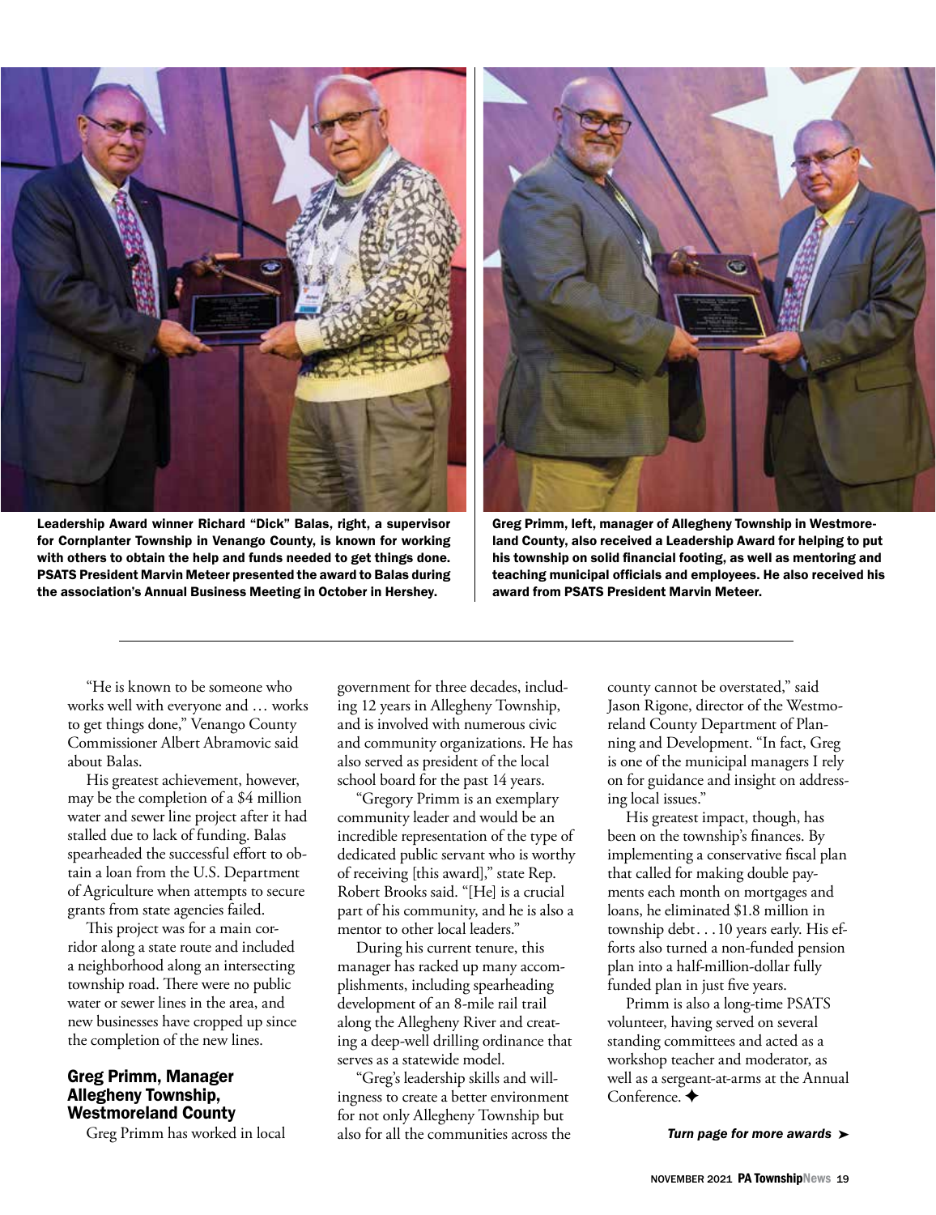Leadership Award winner Richard "Dick" Balas, right, a supervisor for Cornplanter Township in Venango County, is known for working with others to obtain the help and funds needed to get things done. PSATS President Marvin Meteer presented the award to Balas during the association's Annual Business Meeting in October in Hershey.

Greg Primm, left, manager of Allegheny Township in Westmoreland County, also received a Leadership Award for helping to put his township on solid financial footing, as well as mentoring and teaching municipal officials and employees. He also received his award from PSATS President Marvin Meteer.

"He is known to be someone who works well with everyone and … works to get things done," Venango County Commissioner Albert Abramovic said about Balas.

His greatest achievement, however, may be the completion of a $4 million water and sewer line project after it had stalled due to lack of funding. Balas spearheaded the successful effort to obtain a loan from the U.S. Department of Agriculture when attempts to secure grants from state agencies failed.

This project was for a main corridor along a state route and included a neighborhood along an intersecting township road. There were no public water or sewer lines in the area, and new businesses have cropped up since the completion of the new lines.

## Greg Primm, Manager Allegheny Township, Westmoreland County

Greg Primm has worked in local government for three decades, including 12 years in Allegheny Township, and is involved with numerous civic and community organizations. He has also served as president of the local school board for the past 14 years.

"Gregory Primm is an exemplary community leader and would be an incredible representation of the type of dedicated public servant who is worthy of receiving [this award]," state Rep. Robert Brooks said. "[He] is a crucial part of his community, and he is also a mentor to other local leaders."

During his current tenure, this manager has racked up many accomplishments, including spearheading development of an 8-mile rail trail along the Allegheny River and creating a deep-well drilling ordinance that serves as a statewide model.

"Greg's leadership skills and willingness to create a better environment for not only Allegheny Township but also for all the communities across the county cannot be overstated," said Jason Rigone, director of the Westmoreland County Department of Planning and Development. "In fact, Greg is one of the municipal managers I rely on for guidance and insight on addressing local issues."

His greatest impact, though, has been on the township's finances. By implementing a conservative fiscal plan that called for making double payments each month on mortgages and loans, he eliminated $1.8 million in township debt. . . 10 years early. His efforts also turned a non-funded pension plan into a half-million-dollar fully funded plan in just five years.

Primm is also a long-time PSATS volunteer, having served on several standing committees and acted as a workshop teacher and moderator, as well as a sergeant-at-arms at the Annual Conference. ✦

***Turn page for more awards ➤***